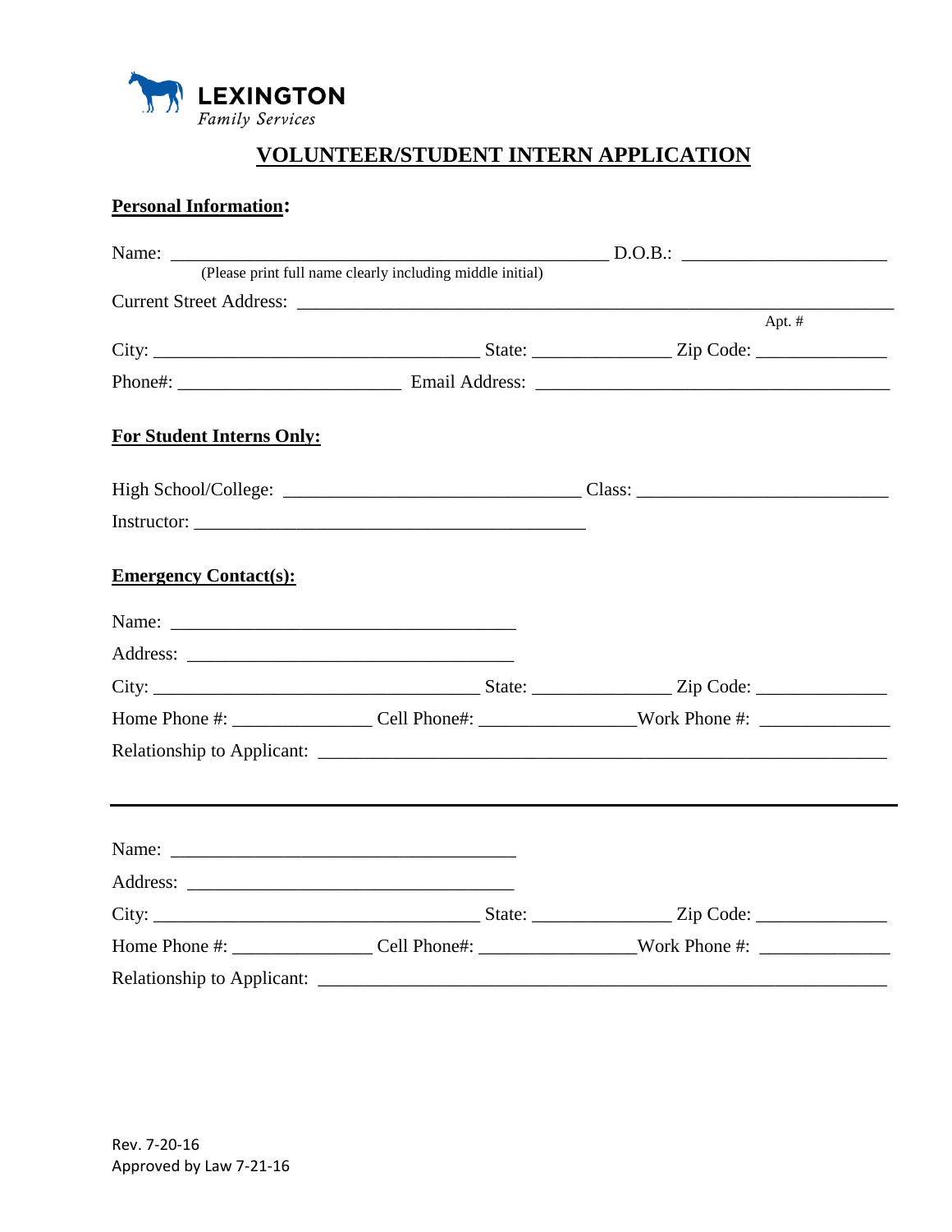**LEXINGTON**
*Family Services*

# VOLUNTEER/STUDENT INTERN APPLICATION

## Personal Information:

Name: ________________________________________________ D.O.B.: ______________________
(Please print full name clearly including middle initial)

Current Street Address: ____________________________________________________________
Apt. #

City: ____________________________________ State: _______________ Zip Code: ______________

Phone#: ________________________ Email Address: ______________________________________

## For Student Interns Only:

High School/College: ________________________________ Class: ___________________________

Instructor: ___________________________________________

## Emergency Contact(s):

Name: ______________________________________

Address: ____________________________________

City: ____________________________________ State: _______________ Zip Code: ______________

Home Phone #: _______________ Cell Phone#: _________________Work Phone #: ______________

Relationship to Applicant: ______________________________________________________________

---

Name: ______________________________________

Address: ____________________________________

City: ____________________________________ State: _______________ Zip Code: ______________

Home Phone #: _______________ Cell Phone#: _________________Work Phone #: ______________

Relationship to Applicant: ______________________________________________________________

Rev. 7-20-16
Approved by Law 7-21-16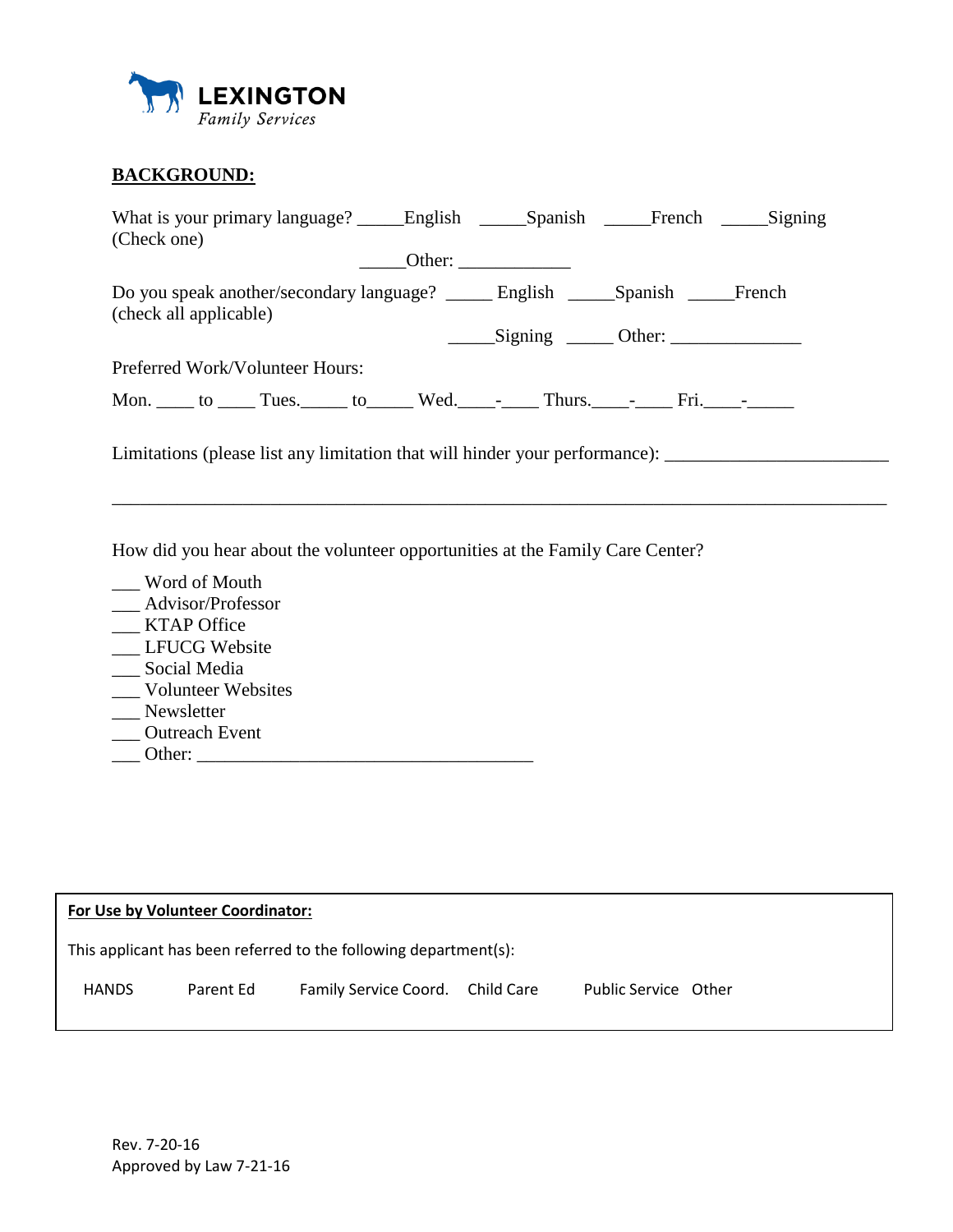**LEXINGTON**
*Family Services*

## BACKGROUND:

What is your primary language? _____English _____Spanish _____French _____Signing
(Check one)

_____Other: ____________

Do you speak another/secondary language? _____ English _____Spanish _____French
(check all applicable)

_____Signing _____ Other: ______________

Preferred Work/Volunteer Hours:

Mon. ____ to ____ Tues._____ to_____ Wed.____-____ Thurs.____-____ Fri.____-_____

Limitations (please list any limitation that will hinder your performance): _______________________

_____________________________________________________________________________

How did you hear about the volunteer opportunities at the Family Care Center?

___ Word of Mouth
___ Advisor/Professor
___ KTAP Office
___ LFUCG Website
___ Social Media
___ Volunteer Websites
___ Newsletter
___ Outreach Event
___ Other: ___________________________________

**For Use by Volunteer Coordinator:**

This applicant has been referred to the following department(s):

HANDS Parent Ed Family Service Coord. Child Care Public Service Other

Rev. 7-20-16
Approved by Law 7-21-16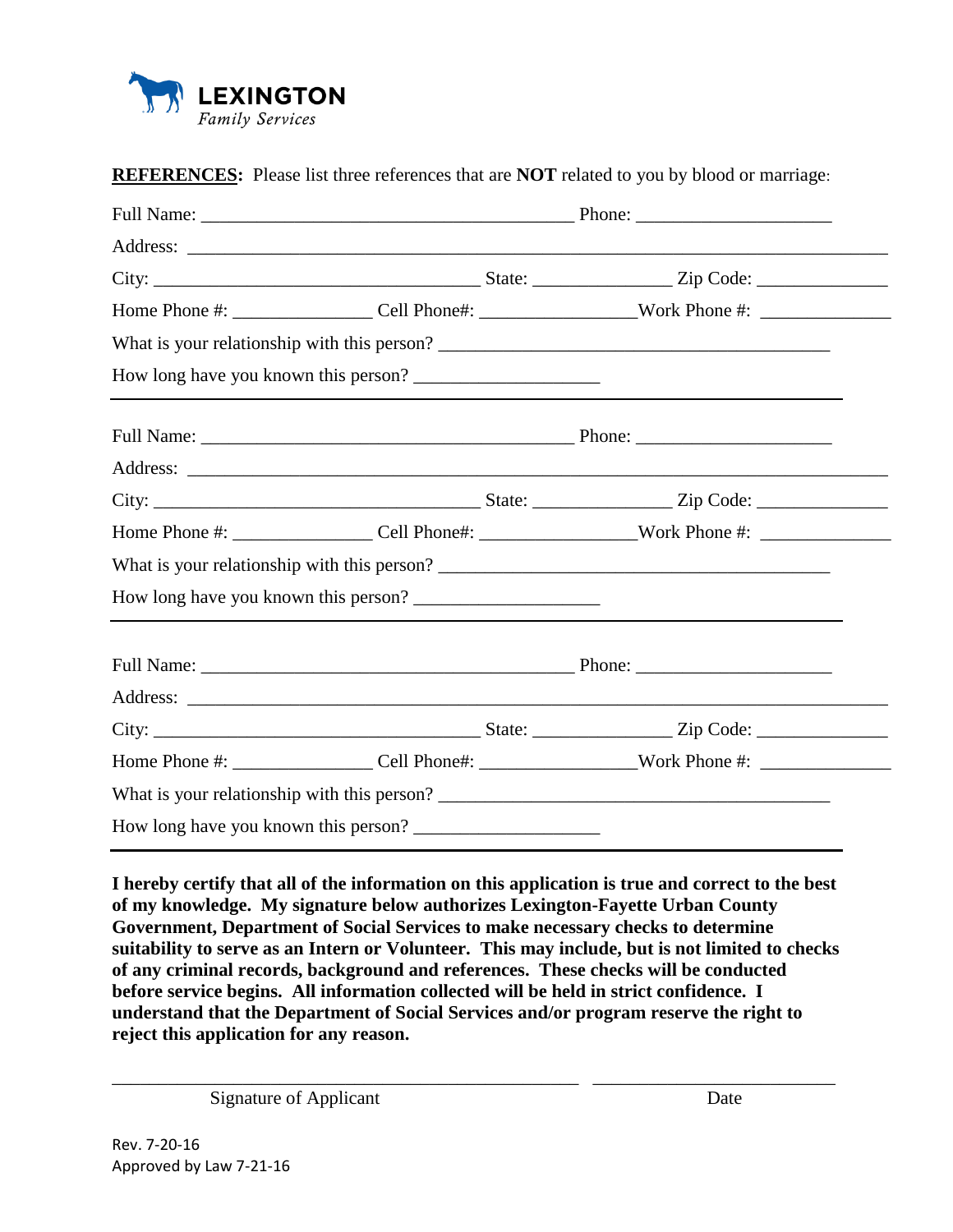LEXINGTON
*Family Services*

**REFERENCES:** Please list three references that are **NOT** related to you by blood or marriage:

Full Name: ________________________________________ Phone: _____________________

Address: ___________________________________________________________________________

City: ___________________________________ State: _______________ Zip Code: ______________

Home Phone #: _______________ Cell Phone#: ________________Work Phone #: ______________

What is your relationship with this person? __________________________________________

How long have you known this person? ____________________

---

Full Name: ________________________________________ Phone: _____________________

Address: ___________________________________________________________________________

City: ___________________________________ State: _______________ Zip Code: ______________

Home Phone #: _______________ Cell Phone#: ________________Work Phone #: ______________

What is your relationship with this person? __________________________________________

How long have you known this person? ____________________

---

Full Name: ________________________________________ Phone: _____________________

Address: ___________________________________________________________________________

City: ___________________________________ State: _______________ Zip Code: ______________

Home Phone #: _______________ Cell Phone#: ________________Work Phone #: ______________

What is your relationship with this person? __________________________________________

How long have you known this person? ____________________

---

**I hereby certify that all of the information on this application is true and correct to the best of my knowledge. My signature below authorizes Lexington-Fayette Urban County Government, Department of Social Services to make necessary checks to determine suitability to serve as an Intern or Volunteer. This may include, but is not limited to checks of any criminal records, background and references. These checks will be conducted before service begins. All information collected will be held in strict confidence. I understand that the Department of Social Services and/or program reserve the right to reject this application for any reason.**

__________________________________________________ ___________________________

Signature of Applicant Date

Rev. 7-20-16
Approved by Law 7-21-16